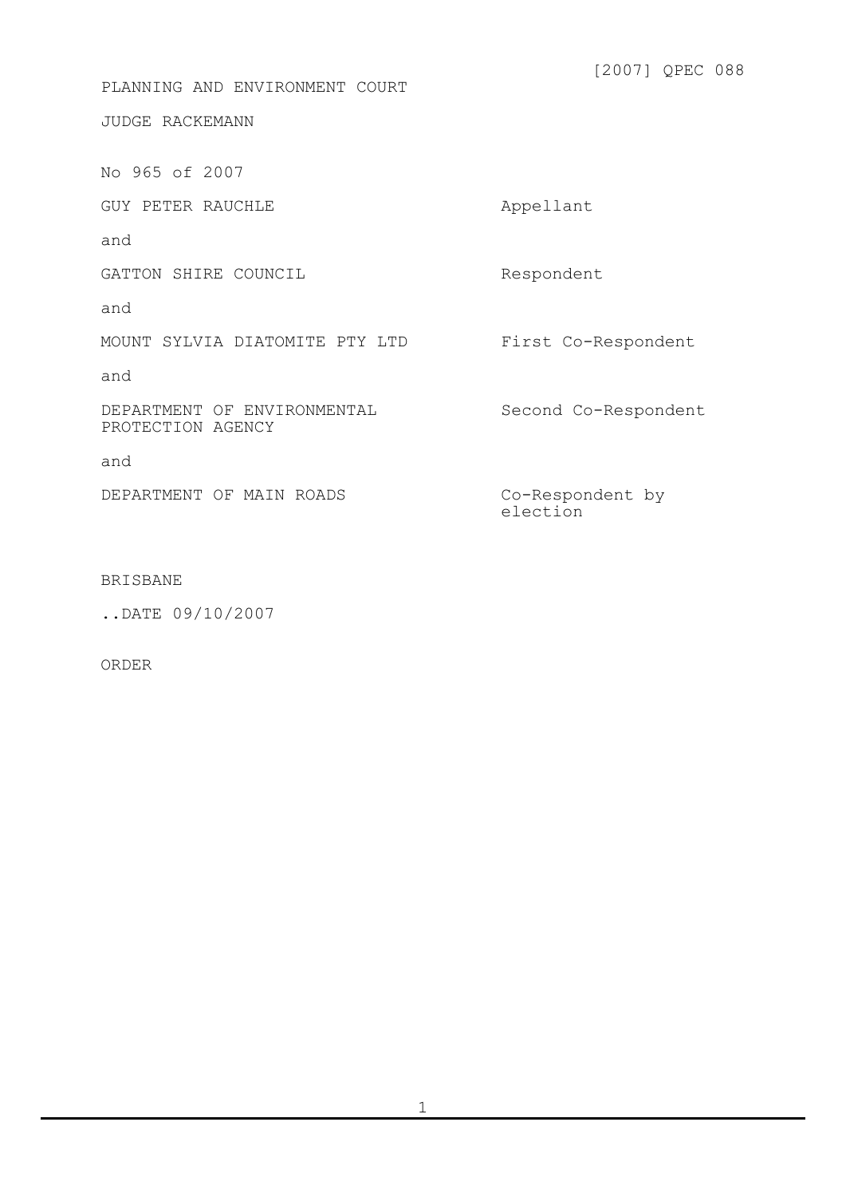[2007] QPEC 088

PLANNING AND ENVIRONMENT COURT

JUDGE RACKEMANN

No 965 of 2007

| | |
|---|---|
| GUY PETER RAUCHLE | Appellant |
| and | |
| GATTON SHIRE COUNCIL | Respondent |
| and | |
| MOUNT SYLVIA DIATOMITE PTY LTD | First Co-Respondent |
| and | |
| DEPARTMENT OF ENVIRONMENTAL PROTECTION AGENCY | Second Co-Respondent |
| and | |
| DEPARTMENT OF MAIN ROADS | Co-Respondent by election |

BRISBANE

..DATE 09/10/2007

ORDER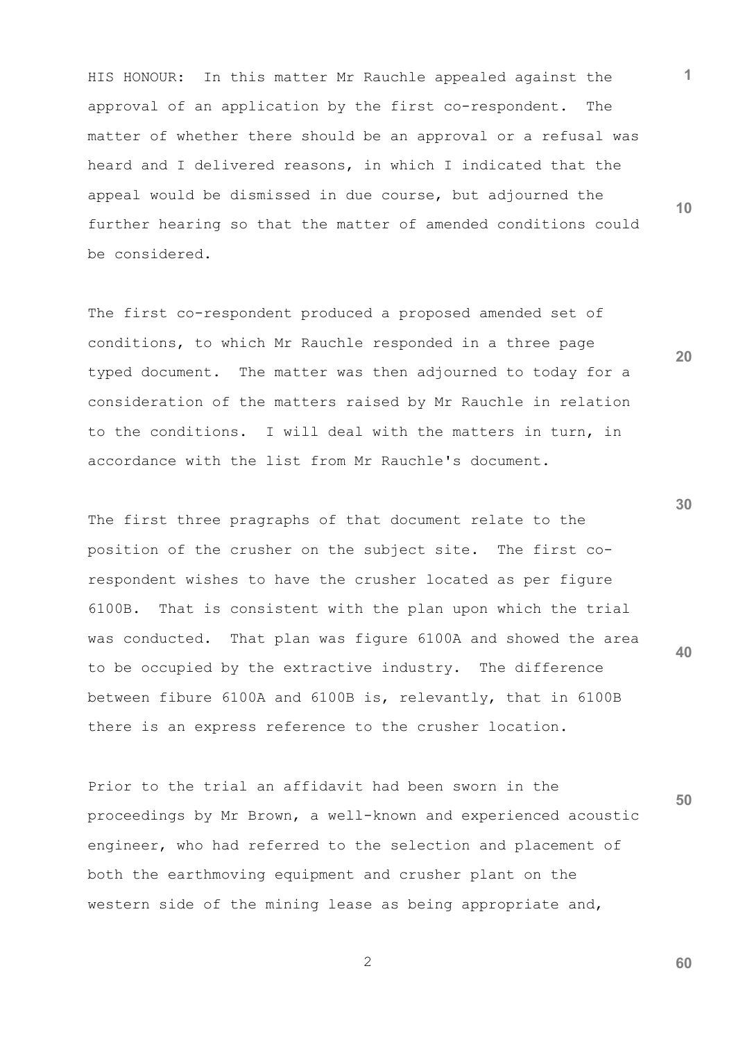HIS HONOUR: In this matter Mr Rauchle appealed against the approval of an application by the first co-respondent. The matter of whether there should be an approval or a refusal was heard and I delivered reasons, in which I indicated that the appeal would be dismissed in due course, but adjourned the further hearing so that the matter of amended conditions could be considered.

The first co-respondent produced a proposed amended set of conditions, to which Mr Rauchle responded in a three page typed document. The matter was then adjourned to today for a consideration of the matters raised by Mr Rauchle in relation to the conditions. I will deal with the matters in turn, in accordance with the list from Mr Rauchle's document.

The first three pragraphs of that document relate to the position of the crusher on the subject site. The first co-respondent wishes to have the crusher located as per figure 6100B. That is consistent with the plan upon which the trial was conducted. That plan was figure 6100A and showed the area to be occupied by the extractive industry. The difference between fibure 6100A and 6100B is, relevantly, that in 6100B there is an express reference to the crusher location.

Prior to the trial an affidavit had been sworn in the proceedings by Mr Brown, a well-known and experienced acoustic engineer, who had referred to the selection and placement of both the earthmoving equipment and crusher plant on the western side of the mining lease as being appropriate and,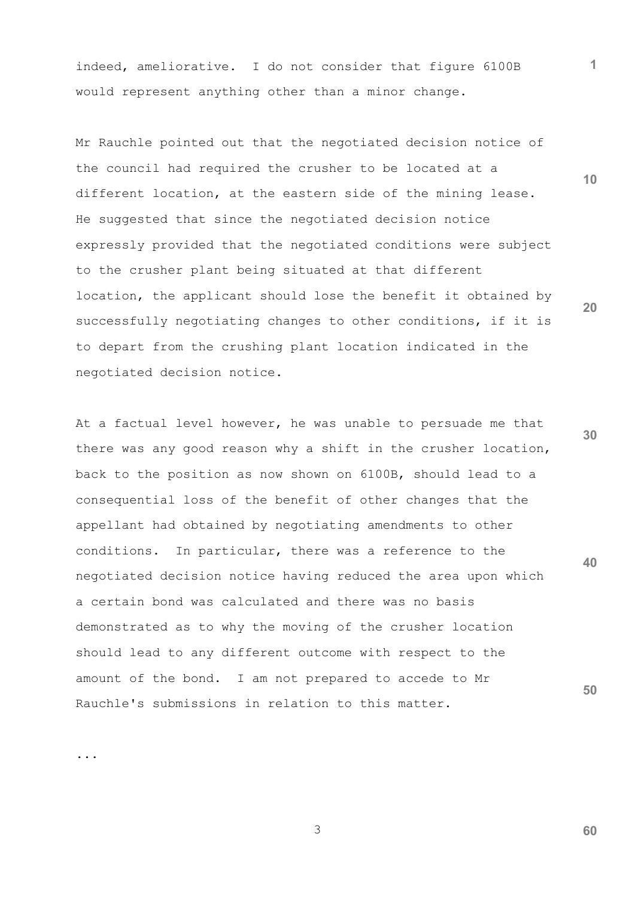indeed, ameliorative. I do not consider that figure 6100B would represent anything other than a minor change.

Mr Rauchle pointed out that the negotiated decision notice of the council had required the crusher to be located at a different location, at the eastern side of the mining lease. He suggested that since the negotiated decision notice expressly provided that the negotiated conditions were subject to the crusher plant being situated at that different location, the applicant should lose the benefit it obtained by successfully negotiating changes to other conditions, if it is to depart from the crushing plant location indicated in the negotiated decision notice.

At a factual level however, he was unable to persuade me that there was any good reason why a shift in the crusher location, back to the position as now shown on 6100B, should lead to a consequential loss of the benefit of other changes that the appellant had obtained by negotiating amendments to other conditions. In particular, there was a reference to the negotiated decision notice having reduced the area upon which a certain bond was calculated and there was no basis demonstrated as to why the moving of the crusher location should lead to any different outcome with respect to the amount of the bond. I am not prepared to accede to Mr Rauchle's submissions in relation to this matter.

...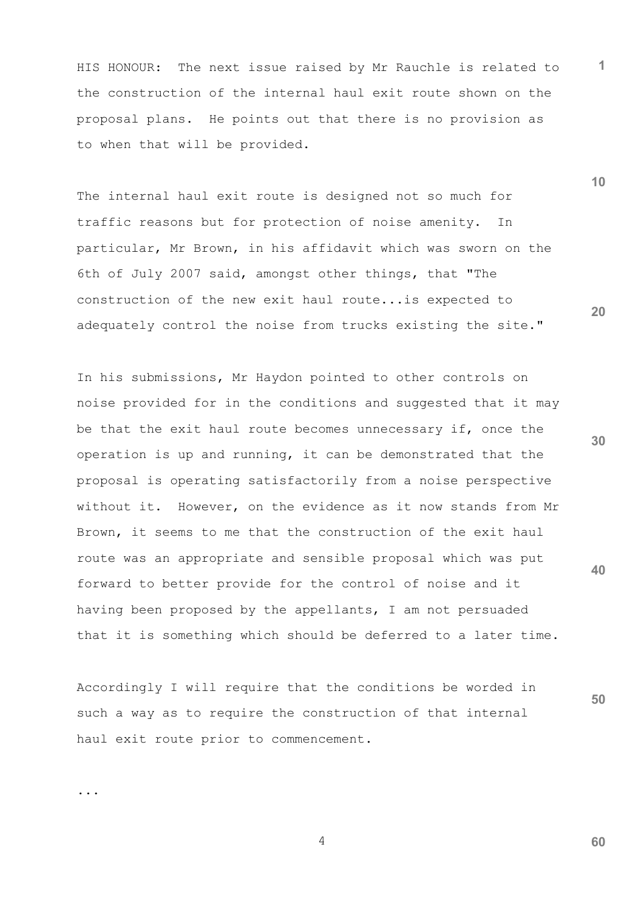HIS HONOUR: The next issue raised by Mr Rauchle is related to the construction of the internal haul exit route shown on the proposal plans. He points out that there is no provision as to when that will be provided.

The internal haul exit route is designed not so much for traffic reasons but for protection of noise amenity. In particular, Mr Brown, in his affidavit which was sworn on the 6th of July 2007 said, amongst other things, that "The construction of the new exit haul route...is expected to adequately control the noise from trucks existing the site."

In his submissions, Mr Haydon pointed to other controls on noise provided for in the conditions and suggested that it may be that the exit haul route becomes unnecessary if, once the operation is up and running, it can be demonstrated that the proposal is operating satisfactorily from a noise perspective without it. However, on the evidence as it now stands from Mr Brown, it seems to me that the construction of the exit haul route was an appropriate and sensible proposal which was put forward to better provide for the control of noise and it having been proposed by the appellants, I am not persuaded that it is something which should be deferred to a later time.

Accordingly I will require that the conditions be worded in such a way as to require the construction of that internal haul exit route prior to commencement.

...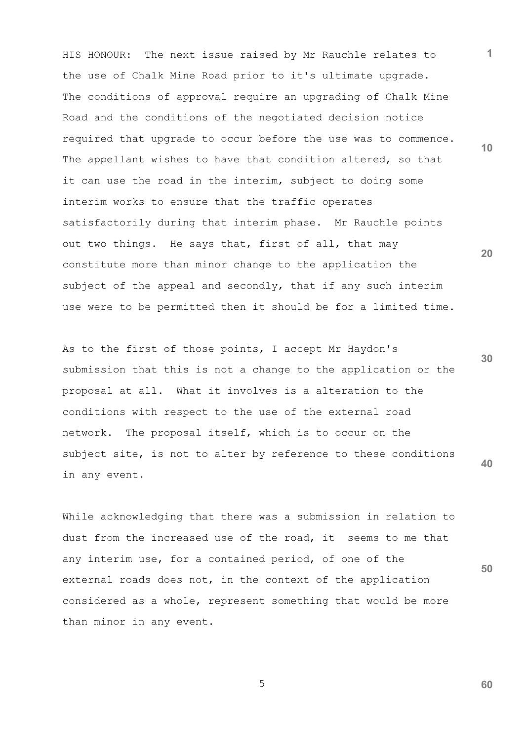HIS HONOUR: The next issue raised by Mr Rauchle relates to the use of Chalk Mine Road prior to it's ultimate upgrade. The conditions of approval require an upgrading of Chalk Mine Road and the conditions of the negotiated decision notice required that upgrade to occur before the use was to commence. The appellant wishes to have that condition altered, so that it can use the road in the interim, subject to doing some interim works to ensure that the traffic operates satisfactorily during that interim phase. Mr Rauchle points out two things. He says that, first of all, that may constitute more than minor change to the application the subject of the appeal and secondly, that if any such interim use were to be permitted then it should be for a limited time.

As to the first of those points, I accept Mr Haydon's submission that this is not a change to the application or the proposal at all. What it involves is a alteration to the conditions with respect to the use of the external road network. The proposal itself, which is to occur on the subject site, is not to alter by reference to these conditions in any event.

While acknowledging that there was a submission in relation to dust from the increased use of the road, it seems to me that any interim use, for a contained period, of one of the external roads does not, in the context of the application considered as a whole, represent something that would be more than minor in any event.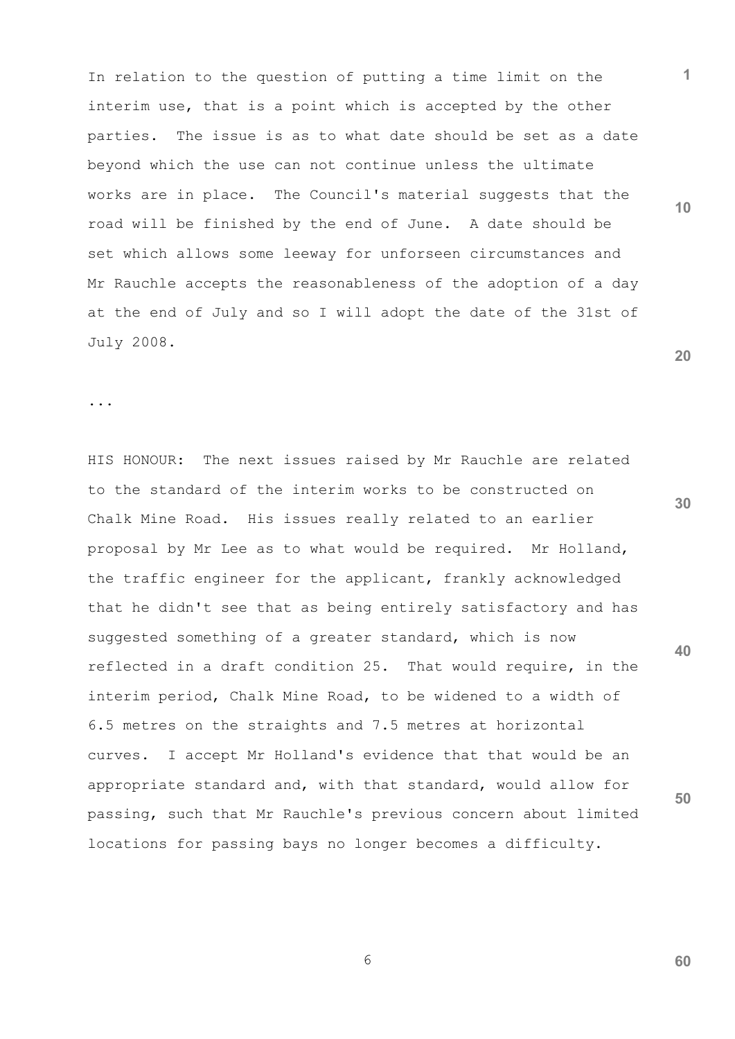In relation to the question of putting a time limit on the interim use, that is a point which is accepted by the other parties. The issue is as to what date should be set as a date beyond which the use can not continue unless the ultimate works are in place. The Council's material suggests that the road will be finished by the end of June. A date should be set which allows some leeway for unforseen circumstances and Mr Rauchle accepts the reasonableness of the adoption of a day at the end of July and so I will adopt the date of the 31st of July 2008.

...

HIS HONOUR: The next issues raised by Mr Rauchle are related to the standard of the interim works to be constructed on Chalk Mine Road. His issues really related to an earlier proposal by Mr Lee as to what would be required. Mr Holland, the traffic engineer for the applicant, frankly acknowledged that he didn't see that as being entirely satisfactory and has suggested something of a greater standard, which is now reflected in a draft condition 25. That would require, in the interim period, Chalk Mine Road, to be widened to a width of 6.5 metres on the straights and 7.5 metres at horizontal curves. I accept Mr Holland's evidence that that would be an appropriate standard and, with that standard, would allow for passing, such that Mr Rauchle's previous concern about limited locations for passing bays no longer becomes a difficulty.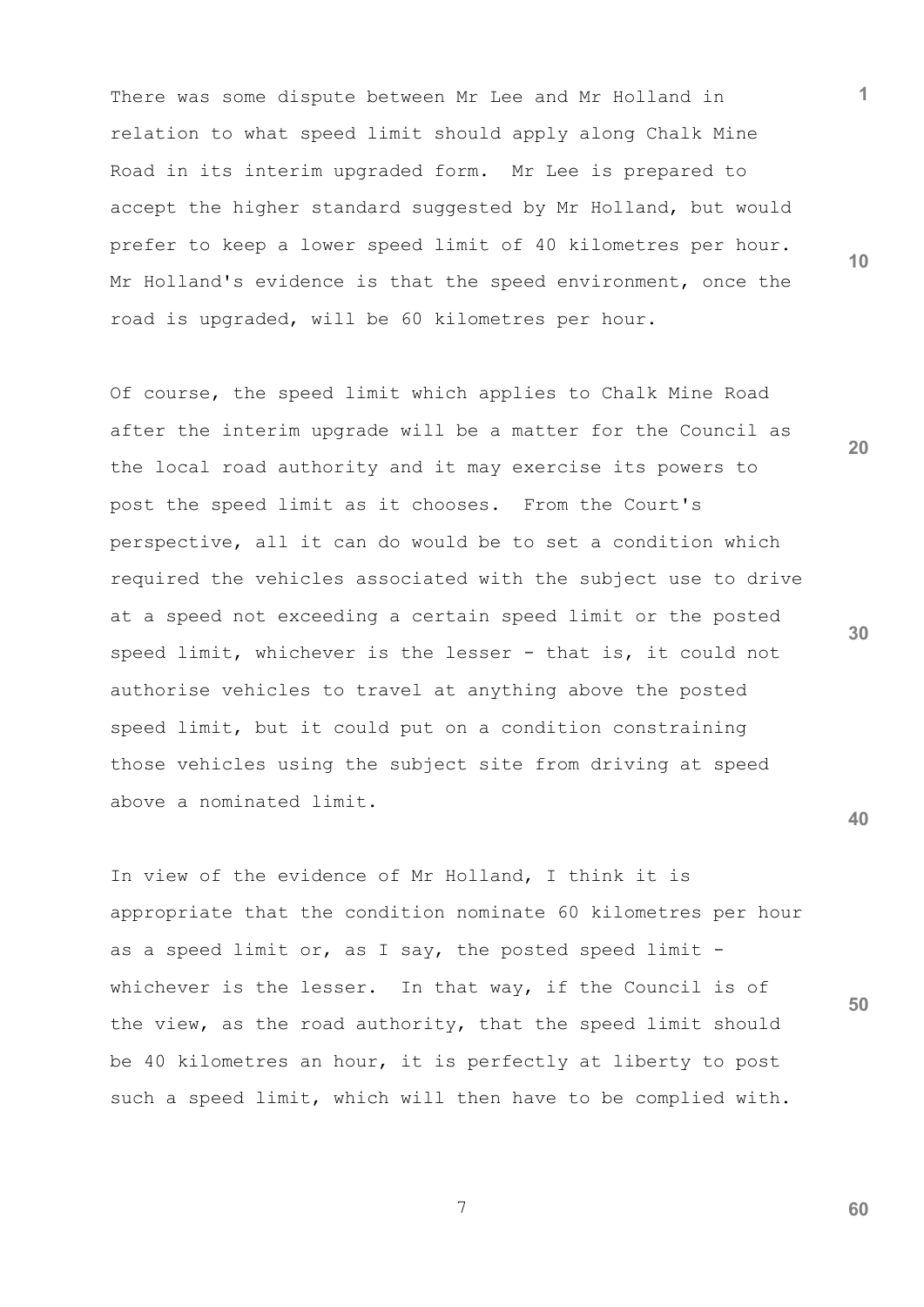There was some dispute between Mr Lee and Mr Holland in relation to what speed limit should apply along Chalk Mine Road in its interim upgraded form. Mr Lee is prepared to accept the higher standard suggested by Mr Holland, but would prefer to keep a lower speed limit of 40 kilometres per hour. Mr Holland's evidence is that the speed environment, once the road is upgraded, will be 60 kilometres per hour.

Of course, the speed limit which applies to Chalk Mine Road after the interim upgrade will be a matter for the Council as the local road authority and it may exercise its powers to post the speed limit as it chooses. From the Court's perspective, all it can do would be to set a condition which required the vehicles associated with the subject use to drive at a speed not exceeding a certain speed limit or the posted speed limit, whichever is the lesser - that is, it could not authorise vehicles to travel at anything above the posted speed limit, but it could put on a condition constraining those vehicles using the subject site from driving at speed above a nominated limit.

In view of the evidence of Mr Holland, I think it is appropriate that the condition nominate 60 kilometres per hour as a speed limit or, as I say, the posted speed limit - whichever is the lesser. In that way, if the Council is of the view, as the road authority, that the speed limit should be 40 kilometres an hour, it is perfectly at liberty to post such a speed limit, which will then have to be complied with.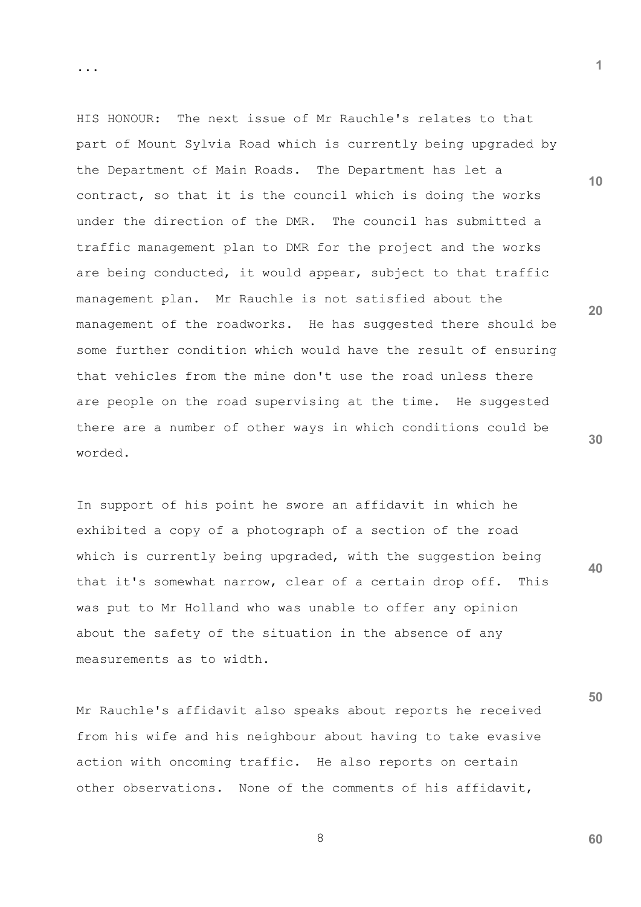...

HIS HONOUR: The next issue of Mr Rauchle's relates to that part of Mount Sylvia Road which is currently being upgraded by the Department of Main Roads. The Department has let a contract, so that it is the council which is doing the works under the direction of the DMR. The council has submitted a traffic management plan to DMR for the project and the works are being conducted, it would appear, subject to that traffic management plan. Mr Rauchle is not satisfied about the management of the roadworks. He has suggested there should be some further condition which would have the result of ensuring that vehicles from the mine don't use the road unless there are people on the road supervising at the time. He suggested there are a number of other ways in which conditions could be worded.

In support of his point he swore an affidavit in which he exhibited a copy of a photograph of a section of the road which is currently being upgraded, with the suggestion being that it's somewhat narrow, clear of a certain drop off. This was put to Mr Holland who was unable to offer any opinion about the safety of the situation in the absence of any measurements as to width.

Mr Rauchle's affidavit also speaks about reports he received from his wife and his neighbour about having to take evasive action with oncoming traffic. He also reports on certain other observations. None of the comments of his affidavit,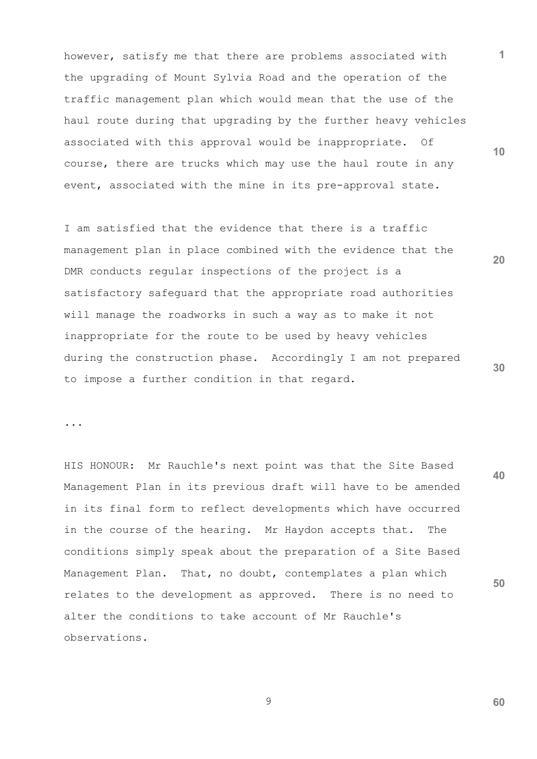however, satisfy me that there are problems associated with the upgrading of Mount Sylvia Road and the operation of the traffic management plan which would mean that the use of the haul route during that upgrading by the further heavy vehicles associated with this approval would be inappropriate. Of course, there are trucks which may use the haul route in any event, associated with the mine in its pre-approval state.

I am satisfied that the evidence that there is a traffic management plan in place combined with the evidence that the DMR conducts regular inspections of the project is a satisfactory safeguard that the appropriate road authorities will manage the roadworks in such a way as to make it not inappropriate for the route to be used by heavy vehicles during the construction phase. Accordingly I am not prepared to impose a further condition in that regard.

...

HIS HONOUR: Mr Rauchle's next point was that the Site Based Management Plan in its previous draft will have to be amended in its final form to reflect developments which have occurred in the course of the hearing. Mr Haydon accepts that. The conditions simply speak about the preparation of a Site Based Management Plan. That, no doubt, contemplates a plan which relates to the development as approved. There is no need to alter the conditions to take account of Mr Rauchle's observations.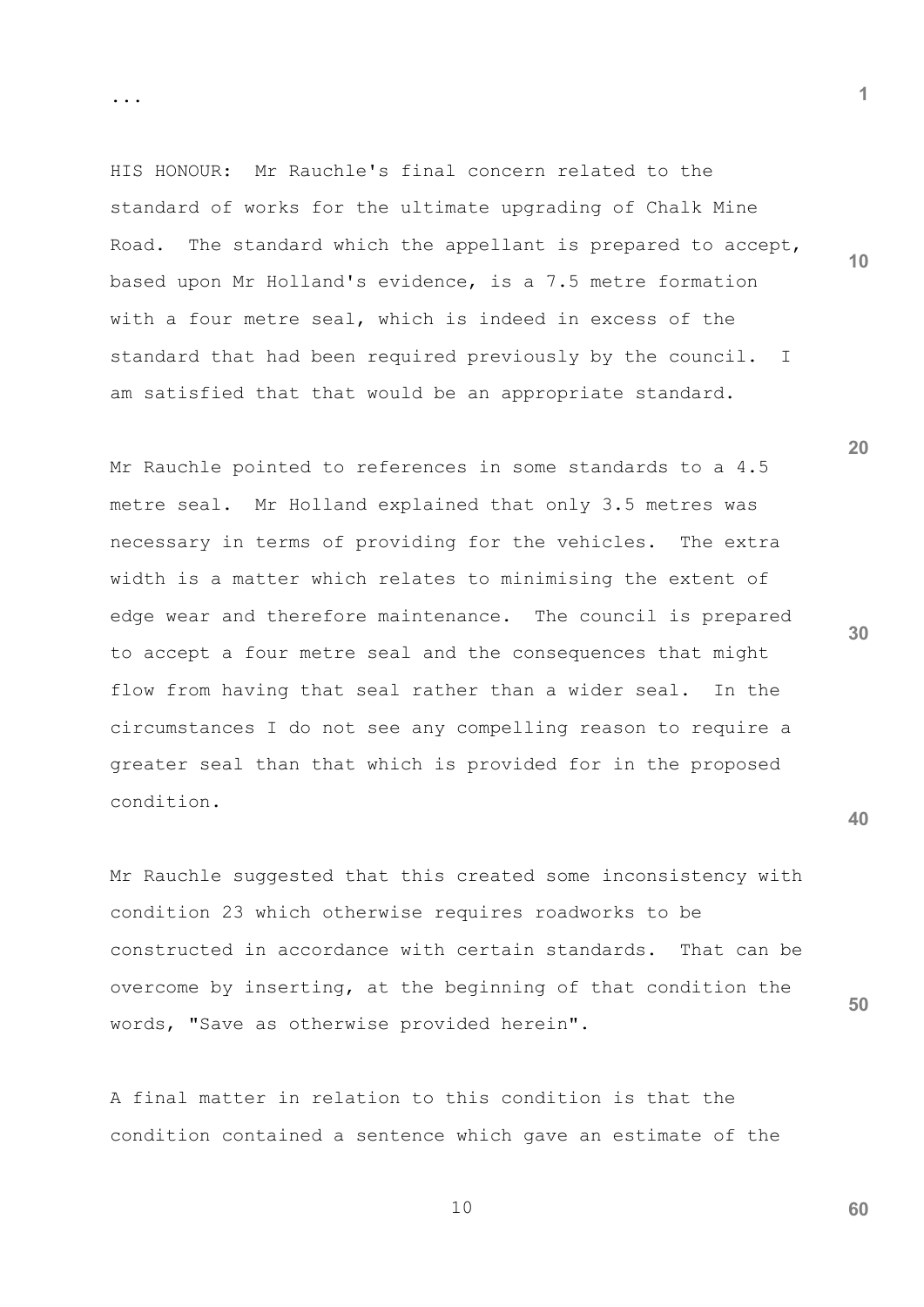...

HIS HONOUR: Mr Rauchle's final concern related to the standard of works for the ultimate upgrading of Chalk Mine Road. The standard which the appellant is prepared to accept, based upon Mr Holland's evidence, is a 7.5 metre formation with a four metre seal, which is indeed in excess of the standard that had been required previously by the council. I am satisfied that that would be an appropriate standard.

Mr Rauchle pointed to references in some standards to a 4.5 metre seal. Mr Holland explained that only 3.5 metres was necessary in terms of providing for the vehicles. The extra width is a matter which relates to minimising the extent of edge wear and therefore maintenance. The council is prepared to accept a four metre seal and the consequences that might flow from having that seal rather than a wider seal. In the circumstances I do not see any compelling reason to require a greater seal than that which is provided for in the proposed condition.

Mr Rauchle suggested that this created some inconsistency with condition 23 which otherwise requires roadworks to be constructed in accordance with certain standards. That can be overcome by inserting, at the beginning of that condition the words, "Save as otherwise provided herein".

A final matter in relation to this condition is that the condition contained a sentence which gave an estimate of the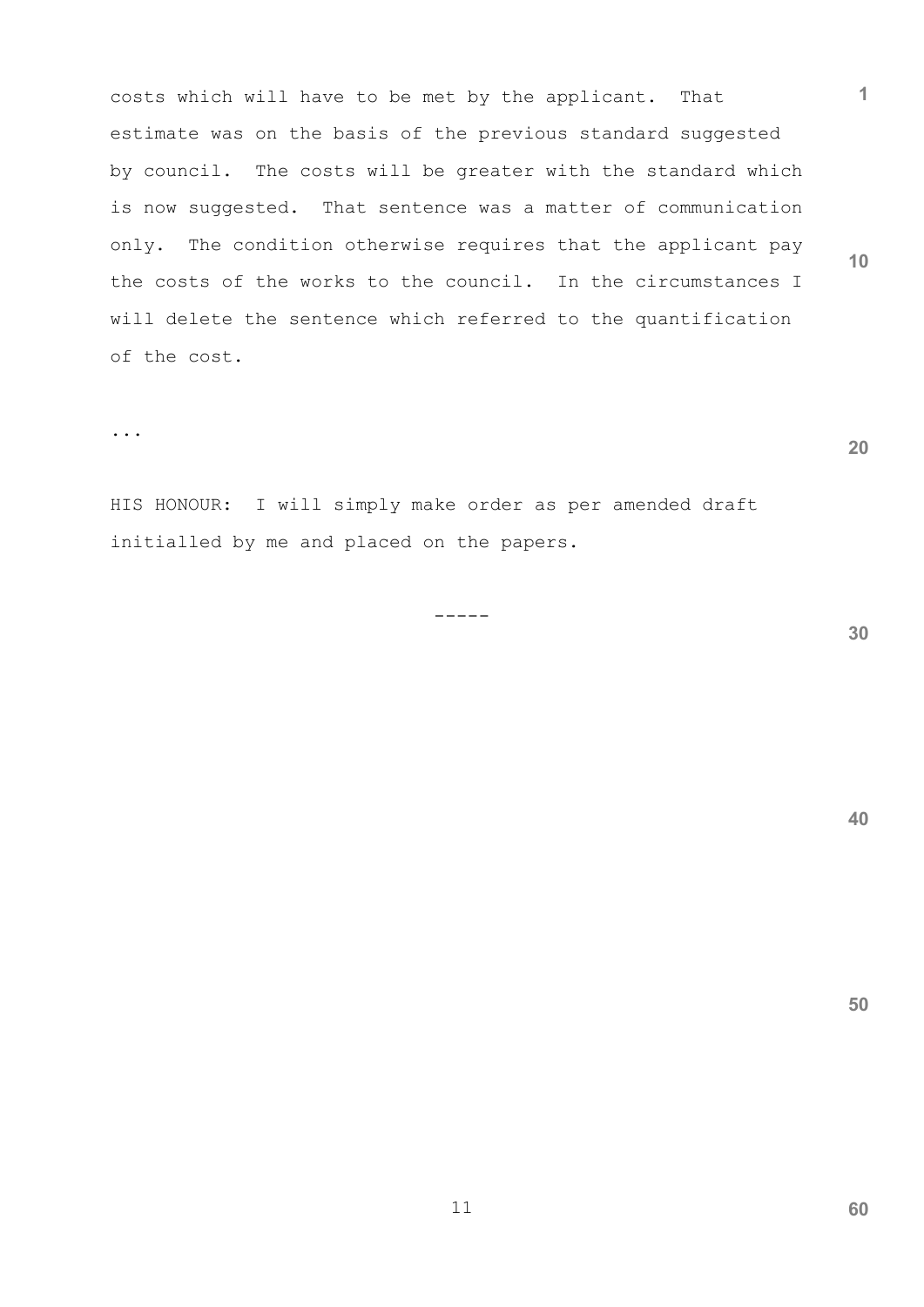costs which will have to be met by the applicant. That estimate was on the basis of the previous standard suggested by council. The costs will be greater with the standard which is now suggested. That sentence was a matter of communication only. The condition otherwise requires that the applicant pay the costs of the works to the council. In the circumstances I will delete the sentence which referred to the quantification of the cost.

...

HIS HONOUR: I will simply make order as per amended draft initialled by me and placed on the papers.

-----